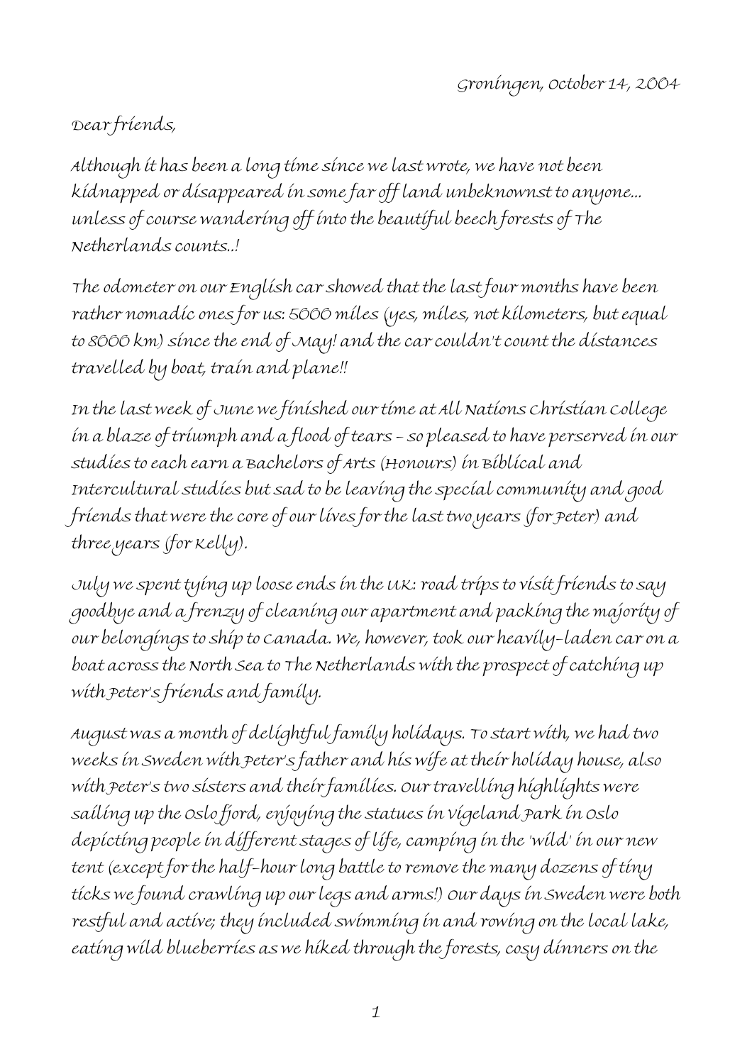Groningen, October 14, 2004

Dear friends,

Although it has been a long time since we last wrote, we have not been kidnapped or disappeared in some far off land unbeknownst to anyone... unless of course wandering off into the beautiful beech forests of The Netherlands counts..!

The odometer on our English car showed that the last four months have been rather nomadic ones for us: 5000 miles (yes, miles, not kilometers, but equal to 8000 km) since the end of May! and the car couldn't count the distances travelled by boat, train and plane!!

In the last week of June we finished our time at All Nations Christian College in a blaze of triumph and a flood of tears - so pleased to have perserved in our studies to each earn a Bachelors of Arts (Honours) in Biblical and Intercultural studies but sad to be leaving the special community and good friends that were the core of our lives for the last two years (for Peter) and three years (for Kelly).

July we spent tying up loose ends in the UK: road trips to visit friends to say goodbye and a frenzy of cleaning our apartment and packing the majority of our belongings to ship to Canada. We, however, took our heavily-laden car on a boat across the North Sea to The Netherlands with the prospect of catching up with Peter's friends and family.

August was a month of delightful family holidays. To start with, we had two weeks in Sweden with Peter's father and his wife at their holiday house, also with Peter's two sisters and their families. Our travelling highlights were sailing up the Oslo fjord, enjoying the statues in Vigeland Park in Oslo depicting people in different stages of life, camping in the 'wild' in our new tent (except for the half-hour long battle to remove the many dozens of tiny ticks we found crawling up our legs and arms!) Our days in Sweden were both restful and active; they included swimming in and rowing on the local lake, eating wild blueberries as we hiked through the forests, cosy dinners on the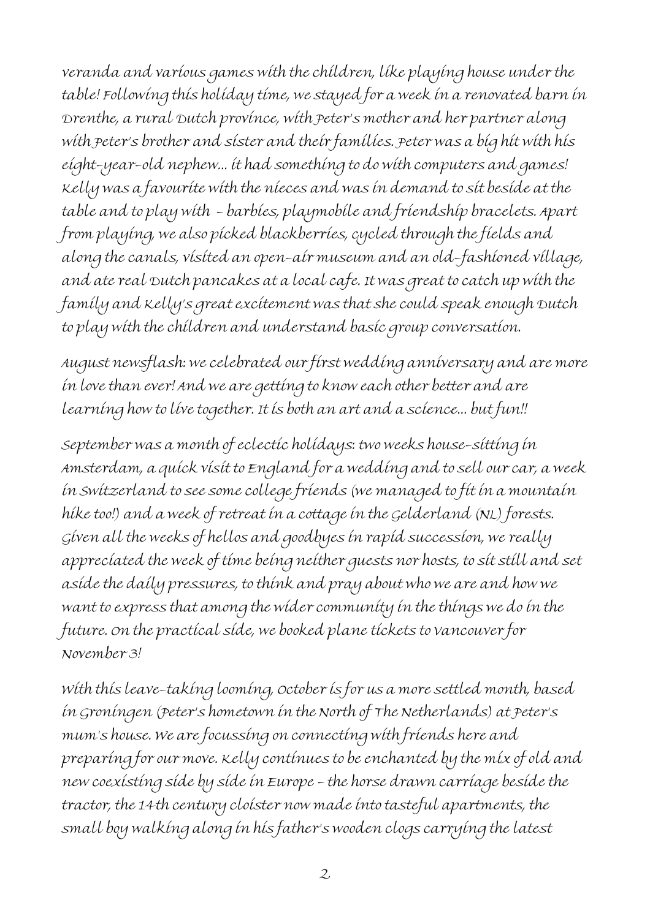veranda and various games with the children, like playing house under the table! Following this holiday time, we stayed for a week in a renovated barn in Drenthe, a rural Dutch province, with Peter's mother and her partner along with Peter's brother and sister and their families. Peter was a big hit with his eight-year-old nephew... it had something to do with computers and games! Kelly was a favourite with the nieces and was in demand to sit beside at the table and to play with – barbies, playmobile and friendship bracelets. Apart from playing, we also picked blackberries, cycled through the fields and along the canals, visited an open-air museum and an old-fashioned village, and ate real Dutch pancakes at a local cafe. It was great to catch up with the family and Kelly's great excitement was that she could speak enough Dutch to play with the children and understand basic group conversation.

August newsflash: we celebrated our first wedding anniversary and are more in love than ever! And we are getting to know each other better and are learning how to live together. It is both an art and a science... but fun!!

September was a month of eclectic holidays: two weeks house-sitting in Amsterdam, a quick visit to England for a wedding and to sell our car, a week in Switzerland to see some college friends (we managed to fit in a mountain hike too!) and a week of retreat in a cottage in the Gelderland (NL) forests. Given all the weeks of hellos and goodbyes in rapid succession, we really appreciated the week of time being neither guests nor hosts, to sit still and set aside the daily pressures, to think and pray about who we are and how we want to express that among the wider community in the things we do in the future. On the practical side, we booked plane tickets to Vancouver for November 3!

With this leave-taking looming, October is for us a more settled month, based in Groningen (Peter's hometown in the North of The Netherlands) at Peter's mum's house. We are focussing on connecting with friends here and preparing for our move. Kelly continues to be enchanted by the mix of old and new coexisting side by side in Europe – the horse drawn carriage beside the tractor, the 14th century cloister now made into tasteful apartments, the small boy walking along in his father's wooden clogs carrying the latest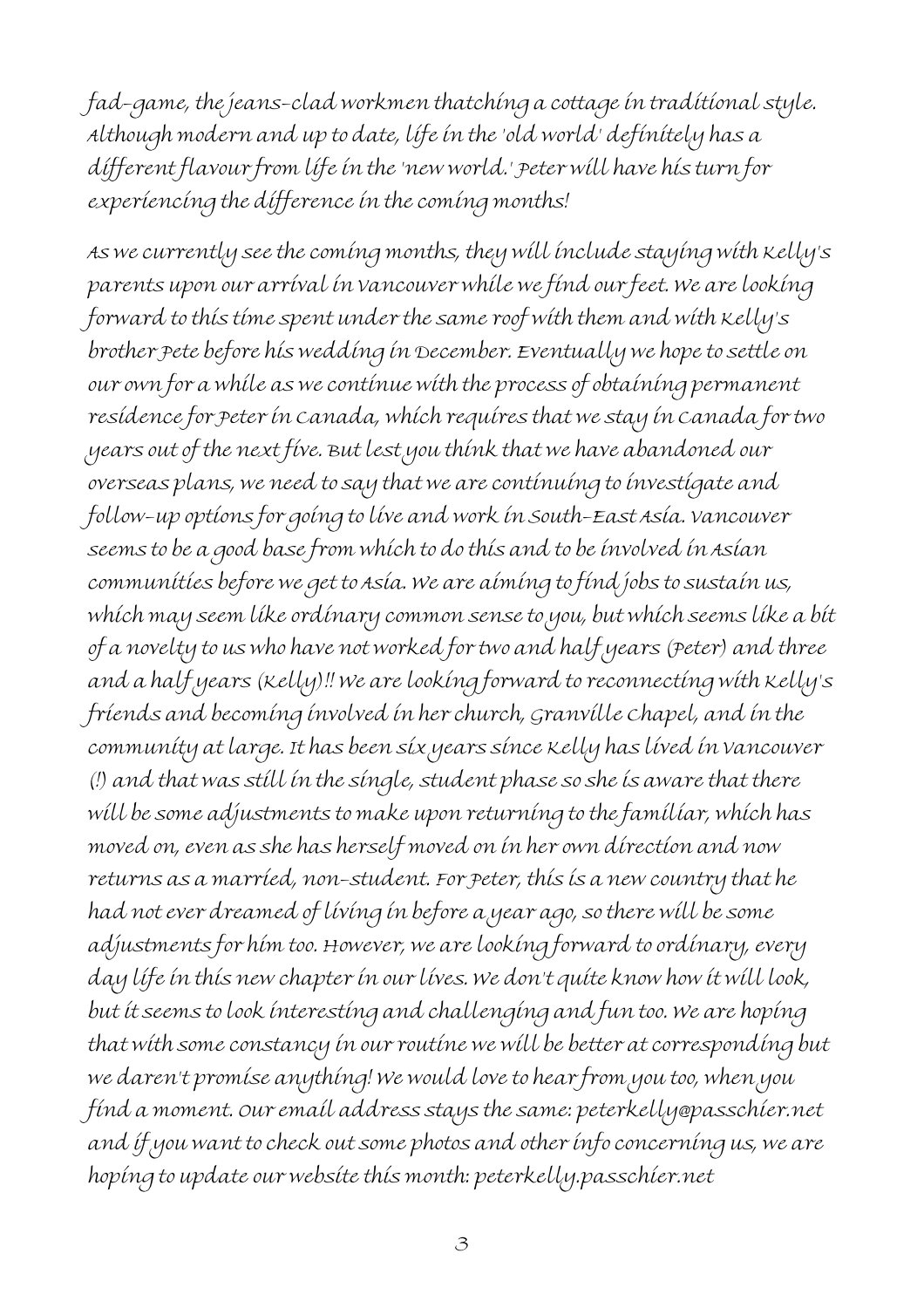fad-game, the jeans-clad workmen thatching a cottage in traditional style. Although modern and up to date, life in the 'old world' definitely has a different flavour from life in the 'new world.' Peter will have his turn for experiencing the difference in the coming months!

As we currently see the coming months, they will include staying with Kelly's parents upon our arrival in Vancouver while we find our feet. We are looking forward to this time spent under the same roof with them and with Kelly's brother Pete before his wedding in December. Eventually we hope to settle on our own for a while as we continue with the process of obtaining permanent residence for Peter in Canada, which requires that we stay in Canada for two years out of the next five. But lest you think that we have abandoned our overseas plans, we need to say that we are continuing to investigate and follow-up options for going to live and work in South-East Asia. Vancouver seems to be a good base from which to do this and to be involved in Asian communities before we get to Asia. We are aiming to find jobs to sustain us, which may seem like ordinary common sense to you, but which seems like a bit of a novelty to us who have not worked for two and half years (Peter) and three and a half years (Kelly)!! We are looking forward to reconnecting with Kelly's friends and becoming involved in her church, Granville Chapel, and in the community at large. It has been six years since Kelly has lived in Vancouver (!) and that was still in the single, student phase so she is aware that there will be some adjustments to make upon returning to the familiar, which has moved on, even as she has herself moved on in her own direction and now returns as a married, non-student. For Peter, this is a new country that he had not ever dreamed of living in before a year ago, so there will be some adjustments for him too. However, we are looking forward to ordinary, every day life in this new chapter in our lives. We don't quite know how it will look, but it seems to look interesting and challenging and fun too. We are hoping that with some constancy in our routine we will be better at corresponding but we daren't promise anything! We would love to hear from you too, when you find a moment. Our email address stays the same: peterkelly@passchier.net and if you want to check out some photos and other info concerning us, we are hoping to update our website this month: peterkelly.passchier.net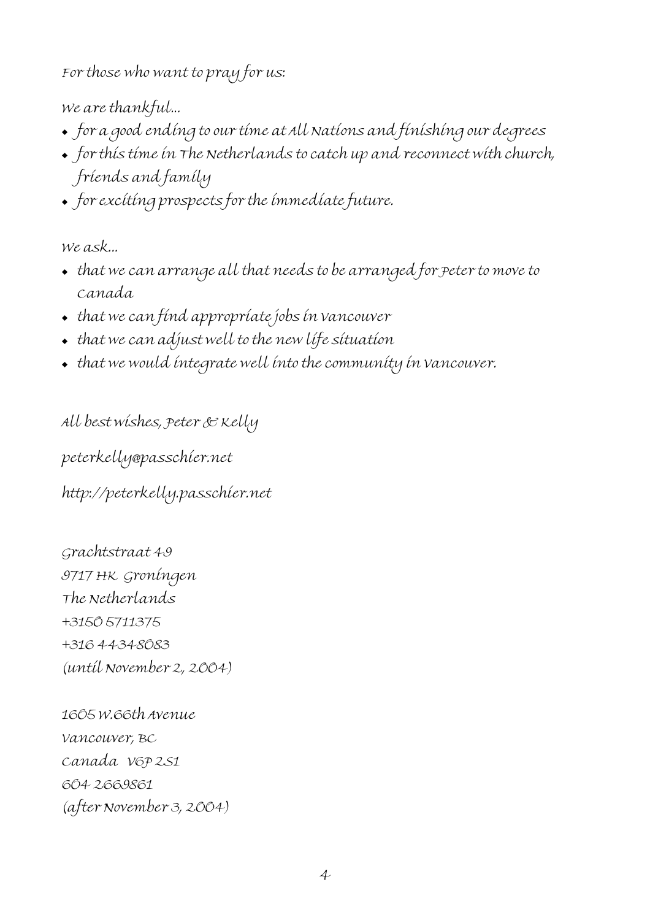*For those who want to pray for us:*

*We are thankful…*

- *for a good ending to our time at All Nations and finishing our degrees*
- *for this time in The Netherlands to catch up and reconnect with church, friends and family*
- *for exciting prospects for the immediate future.*

*We ask…*

- *that we can arrange all that needs to be arranged for Peter to move to Canada*
- *that we can find appropriate jobs in Vancouver*
- *that we can adjust well to the new life situation*
- *that we would integrate well into the community in Vancouver.*

*All best wishes, Peter & Kelly*

*peterkelly@passchier.net*

*http://peterkelly.passchier.net*

*Grachtstraat 49*
*9717 HK Groningen*
*The Netherlands*
*+3150 5711375*
*+316 44348083*
*(until November 2, 2004)*

*1605 W.66th Avenue*
*Vancouver, BC*
*Canada V6P 2S1*
*604 2669861*
*(after November 3, 2004)*